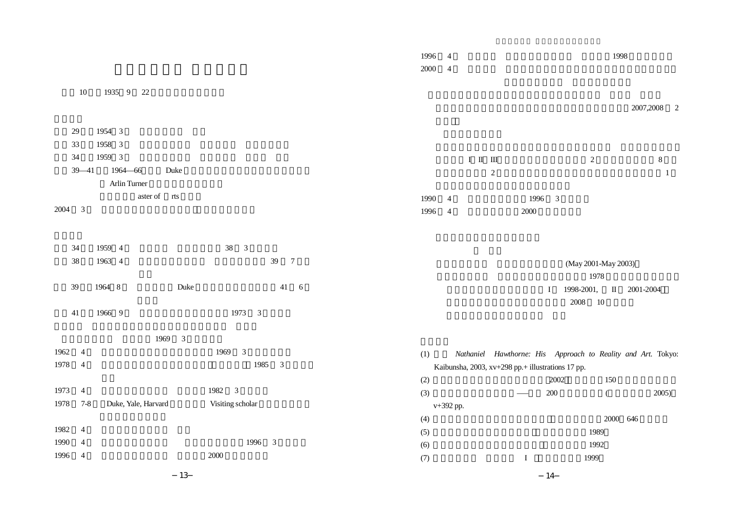10 1935 9 22

29 1954 3

33 1958 3

34 1959 3

39—41 1964—66 Duke

Arlin Turner

aster of rts

2004 3

34 1959 4 38 3

38 1963 4 39 7

39 1964 8 Duke 41 6

41 1966 9 1973 3

1969 3

1962 4 1969 3

1978 4 1985 3

1973 4 1982 3

1978 7-8 Duke, Yale, Harvard Visiting scholar

1982 4

1990 4 1996 3

1996 4 2000

1996 4 1998

2000 4

2007,2008 2

I II III 2 8

2 1

1990 4 1996 3

1996 4 2000

(May 2001-May 2003)

1978

I 1998-2001, II 2001-2004

2008 10

(1) *Nathaniel Hawthorne: His Approach to Reality and Art.* Tokyo: Kaibunsha, 2003, xv+298 pp.+ illustrations 17 pp.

(2) 2002 150

(3) —— 200 ( 2005) v+392 pp.

(4) 2000 646

(5) 1989

(6) 1992

(7) I 1999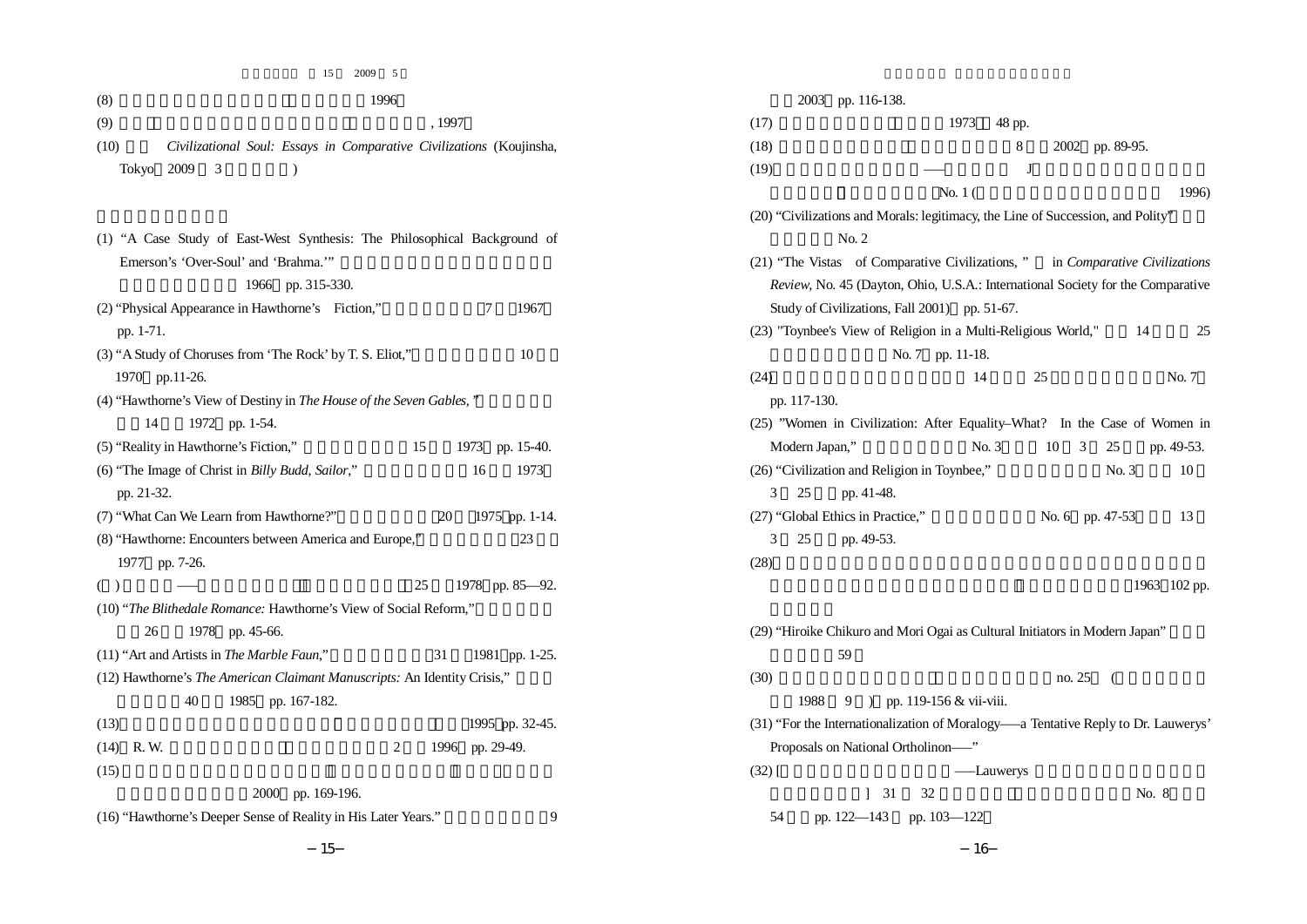(8) 1996

(9) , 1997

(10) *Civilizational Soul: Essays in Comparative Civilizations* (Koujinsha, Tokyo 2009 3 )

(1) "A Case Study of East-West Synthesis: The Philosophical Background of Emerson's 'Over-Soul' and 'Brahma.'" 1966 pp. 315-330.

(2) "Physical Appearance in Hawthorne's Fiction," 7 1967 pp. 1-71.

(3) "A Study of Choruses from 'The Rock' by T. S. Eliot," 10 1970 pp.11-26.

(4) "Hawthorne's View of Destiny in *The House of the Seven Gables*," 14 1972 pp. 1-54.

(5) "Reality in Hawthorne's Fiction," 15 1973 pp. 15-40.

(6) "The Image of Christ in *Billy Budd, Sailor*," 16 1973 pp. 21-32.

(7) "What Can We Learn from Hawthorne?" 20 1975 pp. 1-14.

(8) "Hawthorne: Encounters between America and Europe," 23 1977 pp. 7-26.

( ) 25 1978 pp. 85—92.

(10) "*The Blithedale Romance:* Hawthorne's View of Social Reform," 26 1978 pp. 45-66.

(11) "Art and Artists in *The Marble Faun*," 31 1981 pp. 1-25.

(12) Hawthorne's *The American Claimant Manuscripts:* An Identity Crisis," 40 1985 pp. 167-182.

(13) 1995 pp. 32-45.

(14) R. W. 2 1996 pp. 29-49.

(15) 2000 pp. 169-196.

(16) "Hawthorne's Deeper Sense of Reality in His Later Years." 9 2003 pp. 116-138.

(17) 1973 48 pp.

(18) 8 2002 pp. 89-95.

(19) —— J No. 1 ( 1996)

(20) "Civilizations and Morals: legitimacy, the Line of Succession, and Polity" No. 2

(21) "The Vistas of Comparative Civilizations, " in *Comparative Civilizations Review*, No. 45 (Dayton, Ohio, U.S.A.: International Society for the Comparative Study of Civilizations, Fall 2001) pp. 51-67.

(23) "Toynbee's View of Religion in a Multi-Religious World," 14 25 No. 7 pp. 11-18.

(24) 14 25 No. 7 pp. 117-130.

(25) "Women in Civilization: After Equality–What? In the Case of Women in Modern Japan," No. 3 10 3 25 pp. 49-53.

(26) "Civilization and Religion in Toynbee," No. 3 10 3 25 pp. 41-48.

(27) "Global Ethics in Practice," No. 6 pp. 47-53 13 3 25 pp. 49-53.

(28) 1963 102 pp.

(29) "Hiroike Chikuro and Mori Ogai as Cultural Initiators in Modern Japan" 59

(30) no. 25 ( 1988 9 ) pp. 119-156 & vii-viii.

(31) "For the Internationalization of Moralogy——a Tentative Reply to Dr. Lauwerys' Proposals on National Ortholinon——"

(32) [ ——Lauwerys ] 31 32 No. 8 54 pp. 122—143 pp. 103—122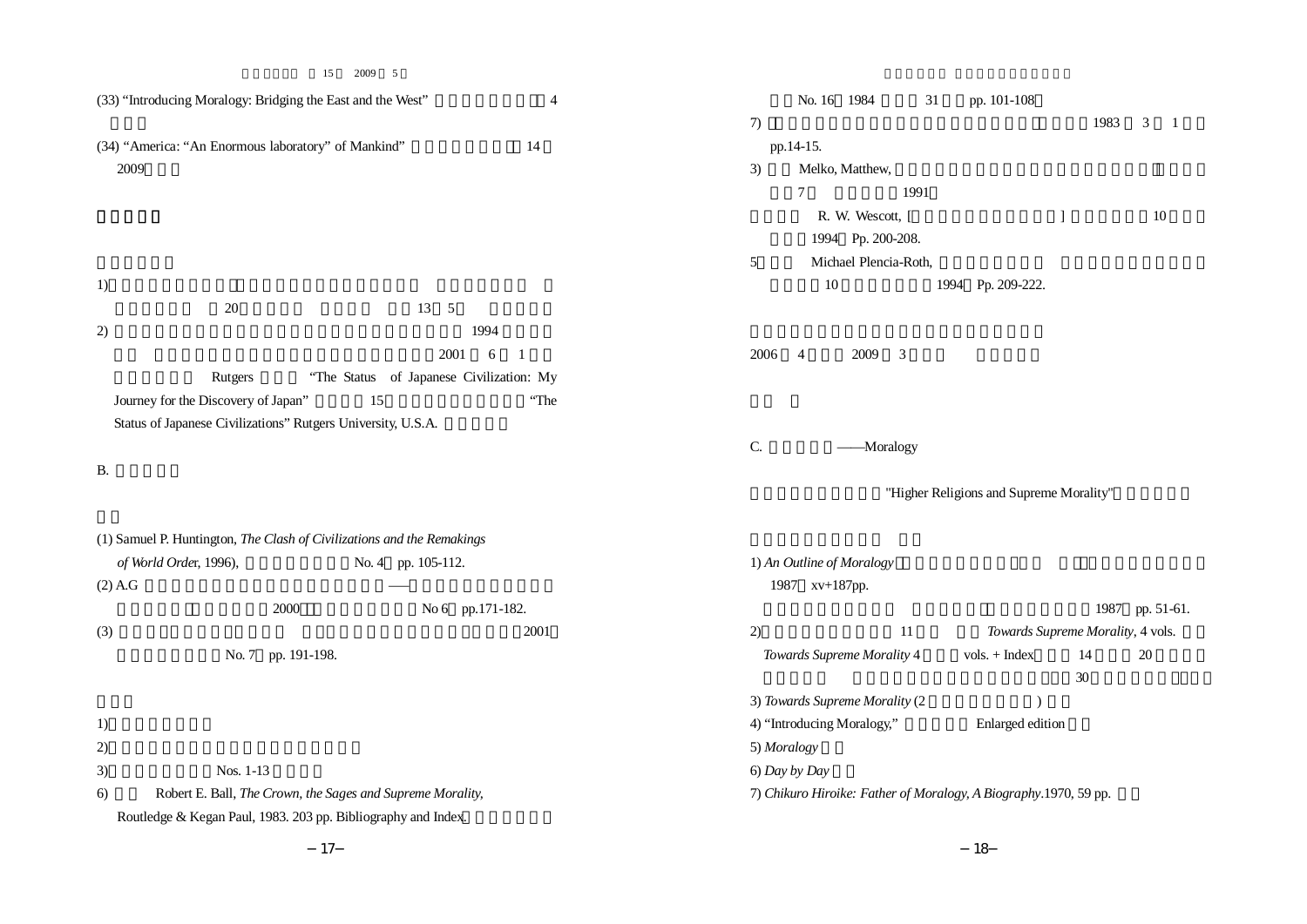(33) "Introducing Moralogy: Bridging the East and the West"　　　　　　　　4

(34) "America: "An Enormous laboratory" of Mankind"　　　　　　　14
2009

1)
20　　　　　　　　13　5

2)　　　　　　　　　　　　　　　　　　　　1994
2001　6　1
Rutgers　　　"The Status of Japanese Civilization: My Journey for the Discovery of Japan"　　15　　　　　　　　"The Status of Japanese Civilizations" Rutgers University, U.S.A.

B.

(1) Samuel P. Huntington, *The Clash of Civilizations and the Remakings of World Order*, 1996),　　　　　No. 4　pp. 105-112.

(2) A.G　　　　　　　　　　　——
2000　　　　　　　No 6　pp.171-182.

(3)　　　　　　　　　　　　　　　　　　　　　2001
No. 7　pp. 191-198.

1)

2)

3)　　　　Nos. 1-13

6)　　Robert E. Ball, *The Crown, the Sages and Supreme Morality*, Routledge & Kegan Paul, 1983. 203 pp. Bibliography and Index.

No. 16　1984　　31　　pp. 101-108

7)　　　　　　　　　　　　　　　　　　1983　3　1
pp.14-15.

3)　　Melko, Matthew,
7　　　　　1991

R. W. Wescott, [　　　　　　　　]　　　　10
1994　Pp. 200-208.

5)　　Michael Plencia-Roth,
10　　　　　　　1994　Pp. 209-222.

2006　4　　　2009　3

C. 　　　——Moralogy

"Higher Religions and Supreme Morality"

1) *An Outline of Moralogy*
1987　xv+187pp.
1987　pp. 51-61.

2)　　　　　　　　11　　　*Towards Supreme Morality*, 4 vols.
*Towards Supreme Morality* 4　　vols. + Index　　14　　　20
30

3) *Towards Supreme Morality* (2　　　　　　)

4) "Introducing Moralogy,"　　　　Enlarged edition

5) *Moralogy*

6) *Day by Day*

7) *Chikuro Hiroike: Father of Moralogy, A Biography*.1970, 59 pp.